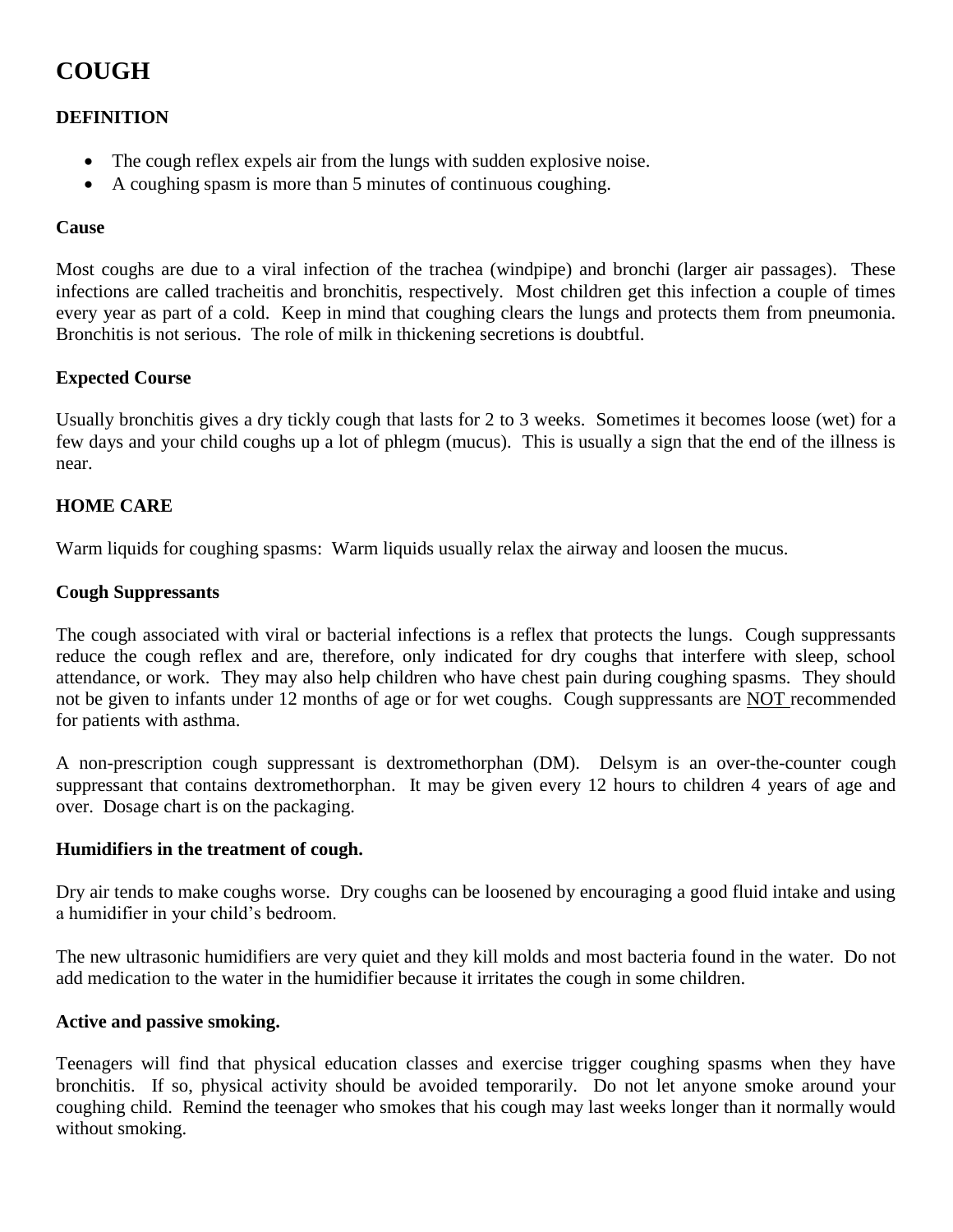# COUGH

## DEFINITION

- The cough reflex expels air from the lungs with sudden explosive noise.
- A coughing spasm is more than 5 minutes of continuous coughing.

### Cause

Most coughs are due to a viral infection of the trachea (windpipe) and bronchi (larger air passages). These infections are called tracheitis and bronchitis, respectively. Most children get this infection a couple of times every year as part of a cold. Keep in mind that coughing clears the lungs and protects them from pneumonia. Bronchitis is not serious. The role of milk in thickening secretions is doubtful.

### Expected Course

Usually bronchitis gives a dry tickly cough that lasts for 2 to 3 weeks. Sometimes it becomes loose (wet) for a few days and your child coughs up a lot of phlegm (mucus). This is usually a sign that the end of the illness is near.

## HOME CARE

Warm liquids for coughing spasms: Warm liquids usually relax the airway and loosen the mucus.

### Cough Suppressants

The cough associated with viral or bacterial infections is a reflex that protects the lungs. Cough suppressants reduce the cough reflex and are, therefore, only indicated for dry coughs that interfere with sleep, school attendance, or work. They may also help children who have chest pain during coughing spasms. They should not be given to infants under 12 months of age or for wet coughs. Cough suppressants are <u>NOT</u> recommended for patients with asthma.

A non-prescription cough suppressant is dextromethorphan (DM). Delsym is an over-the-counter cough suppressant that contains dextromethorphan. It may be given every 12 hours to children 4 years of age and over. Dosage chart is on the packaging.

### Humidifiers in the treatment of cough.

Dry air tends to make coughs worse. Dry coughs can be loosened by encouraging a good fluid intake and using a humidifier in your child's bedroom.

The new ultrasonic humidifiers are very quiet and they kill molds and most bacteria found in the water. Do not add medication to the water in the humidifier because it irritates the cough in some children.

### Active and passive smoking.

Teenagers will find that physical education classes and exercise trigger coughing spasms when they have bronchitis. If so, physical activity should be avoided temporarily. Do not let anyone smoke around your coughing child. Remind the teenager who smokes that his cough may last weeks longer than it normally would without smoking.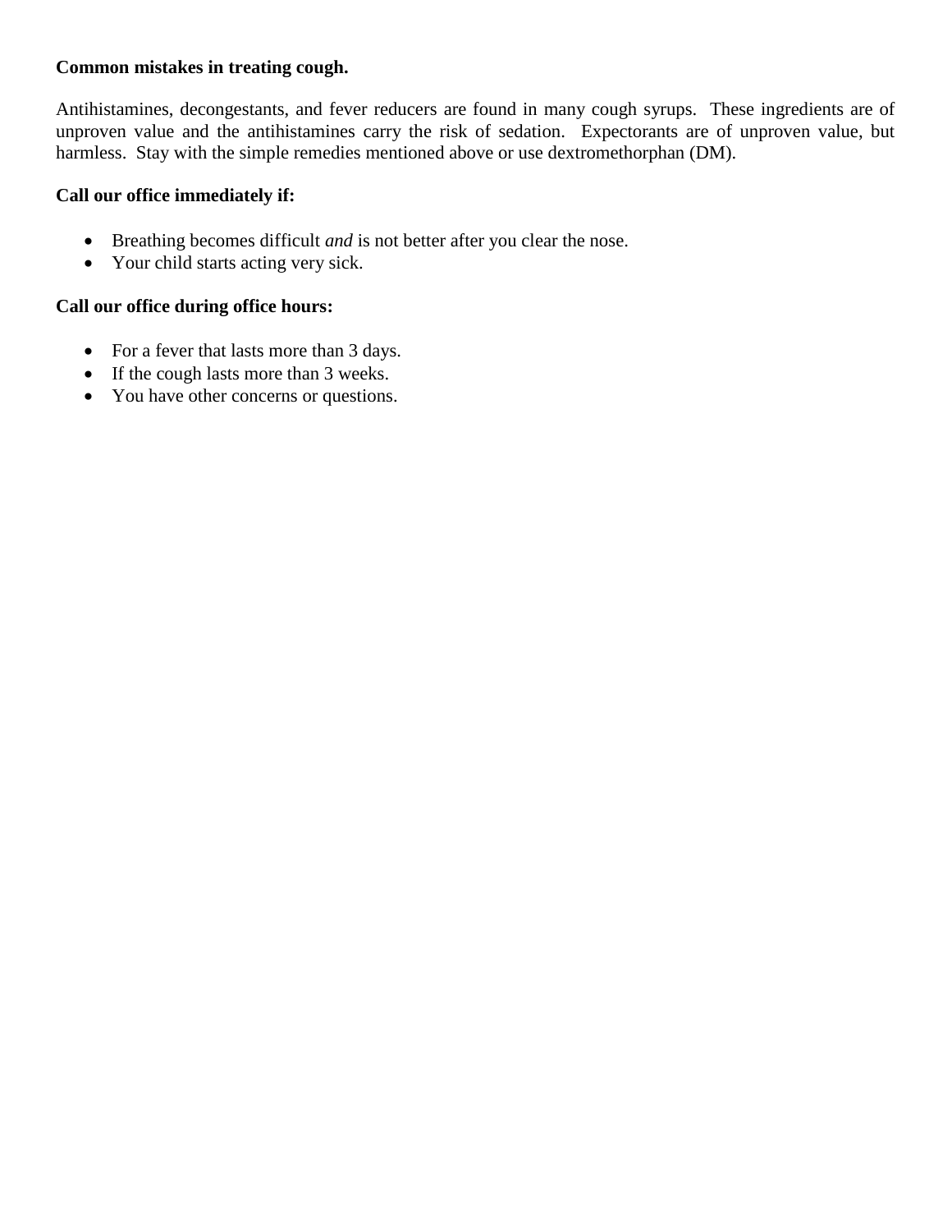**Common mistakes in treating cough.**

Antihistamines, decongestants, and fever reducers are found in many cough syrups. These ingredients are of unproven value and the antihistamines carry the risk of sedation. Expectorants are of unproven value, but harmless. Stay with the simple remedies mentioned above or use dextromethorphan (DM).

**Call our office immediately if:**

- Breathing becomes difficult *and* is not better after you clear the nose.
- Your child starts acting very sick.

**Call our office during office hours:**

- For a fever that lasts more than 3 days.
- If the cough lasts more than 3 weeks.
- You have other concerns or questions.